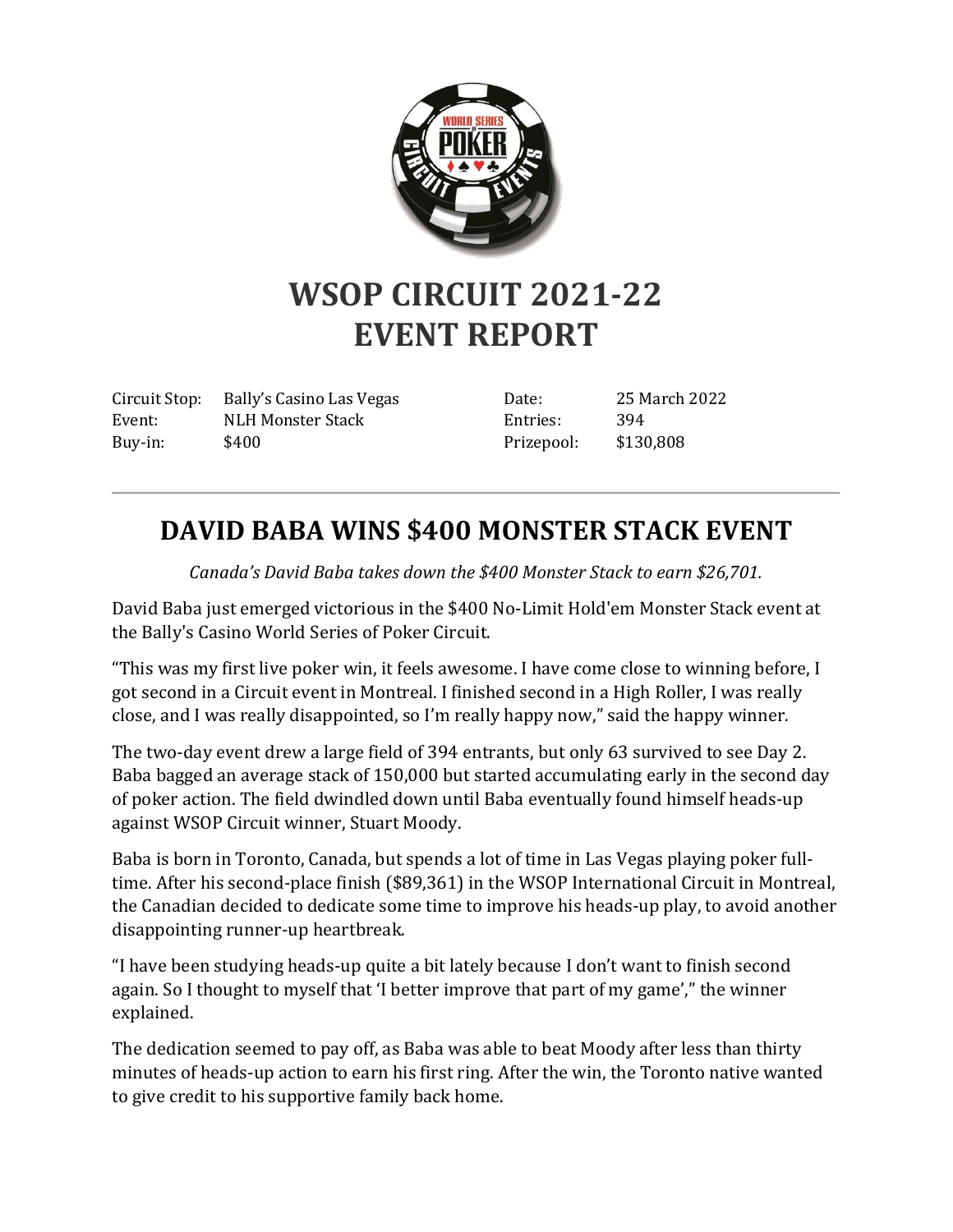# WSOP CIRCUIT 2021-22
# EVENT REPORT

| | | | |
|---|---|---|---|
| Circuit Stop: | Bally's Casino Las Vegas | Date: | 25 March 2022 |
| Event: | NLH Monster Stack | Entries: | 394 |
| Buy-in: | $400 | Prizepool: | $130,808 |

---

## DAVID BABA WINS $400 MONSTER STACK EVENT

*Canada's David Baba takes down the $400 Monster Stack to earn $26,701.*

David Baba just emerged victorious in the $400 No-Limit Hold'em Monster Stack event at the Bally's Casino World Series of Poker Circuit.

"This was my first live poker win, it feels awesome. I have come close to winning before, I got second in a Circuit event in Montreal. I finished second in a High Roller, I was really close, and I was really disappointed, so I'm really happy now," said the happy winner.

The two-day event drew a large field of 394 entrants, but only 63 survived to see Day 2. Baba bagged an average stack of 150,000 but started accumulating early in the second day of poker action. The field dwindled down until Baba eventually found himself heads-up against WSOP Circuit winner, Stuart Moody.

Baba is born in Toronto, Canada, but spends a lot of time in Las Vegas playing poker full-time. After his second-place finish ($89,361) in the WSOP International Circuit in Montreal, the Canadian decided to dedicate some time to improve his heads-up play, to avoid another disappointing runner-up heartbreak.

"I have been studying heads-up quite a bit lately because I don't want to finish second again. So I thought to myself that 'I better improve that part of my game'," the winner explained.

The dedication seemed to pay off, as Baba was able to beat Moody after less than thirty minutes of heads-up action to earn his first ring. After the win, the Toronto native wanted to give credit to his supportive family back home.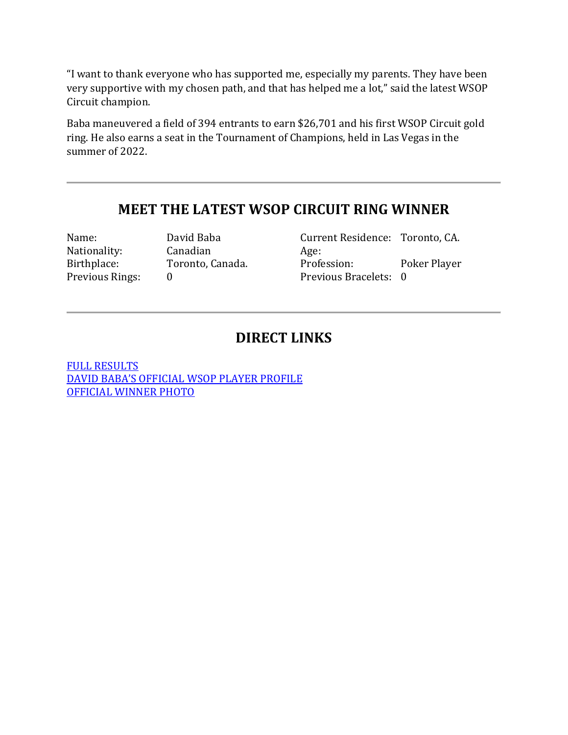"I want to thank everyone who has supported me, especially my parents. They have been very supportive with my chosen path, and that has helped me a lot," said the latest WSOP Circuit champion.

Baba maneuvered a field of 394 entrants to earn $26,701 and his first WSOP Circuit gold ring. He also earns a seat in the Tournament of Champions, held in Las Vegas in the summer of 2022.

---

## MEET THE LATEST WSOP CIRCUIT RING WINNER

| | | | |
|---|---|---|---|
| Name: | David Baba | Current Residence: | Toronto, CA. |
| Nationality: | Canadian | Age: | |
| Birthplace: | Toronto, Canada. | Profession: | Poker Player |
| Previous Rings: | 0 | Previous Bracelets: | 0 |

---

## DIRECT LINKS

FULL RESULTS
DAVID BABA'S OFFICIAL WSOP PLAYER PROFILE
OFFICIAL WINNER PHOTO